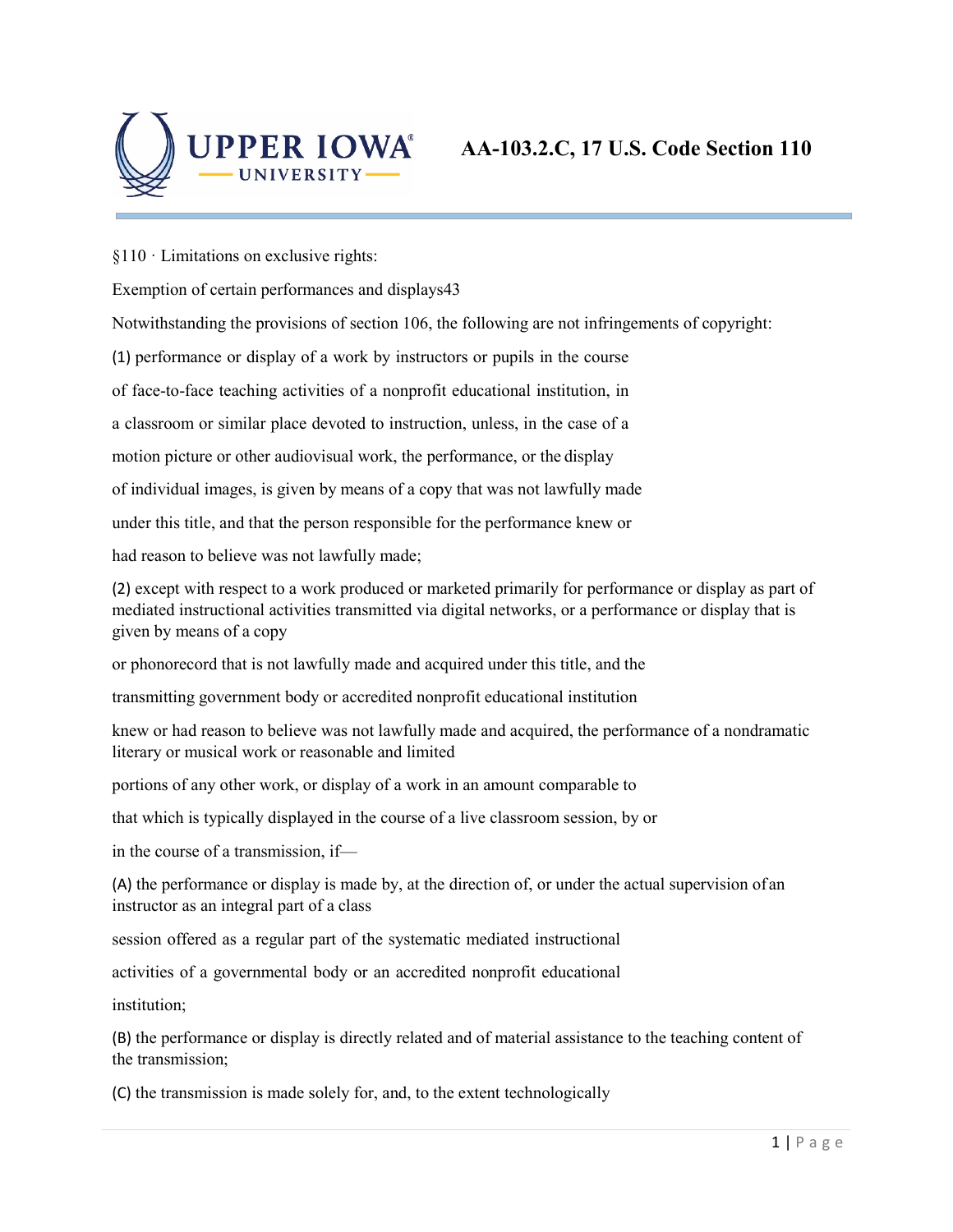# AA-103.2.C, 17 U.S. Code Section 110

§110 · Limitations on exclusive rights:

Exemption of certain performances and displays43

Notwithstanding the provisions of section 106, the following are not infringements of copyright:

(1) performance or display of a work by instructors or pupils in the course of face-to-face teaching activities of a nonprofit educational institution, in a classroom or similar place devoted to instruction, unless, in the case of a motion picture or other audiovisual work, the performance, or the display of individual images, is given by means of a copy that was not lawfully made under this title, and that the person responsible for the performance knew or had reason to believe was not lawfully made;

(2) except with respect to a work produced or marketed primarily for performance or display as part of mediated instructional activities transmitted via digital networks, or a performance or display that is given by means of a copy or phonorecord that is not lawfully made and acquired under this title, and the transmitting government body or accredited nonprofit educational institution knew or had reason to believe was not lawfully made and acquired, the performance of a nondramatic literary or musical work or reasonable and limited portions of any other work, or display of a work in an amount comparable to that which is typically displayed in the course of a live classroom session, by or in the course of a transmission, if—

(A) the performance or display is made by, at the direction of, or under the actual supervision of an instructor as an integral part of a class session offered as a regular part of the systematic mediated instructional activities of a governmental body or an accredited nonprofit educational institution;

(B) the performance or display is directly related and of material assistance to the teaching content of the transmission;

(C) the transmission is made solely for, and, to the extent technologically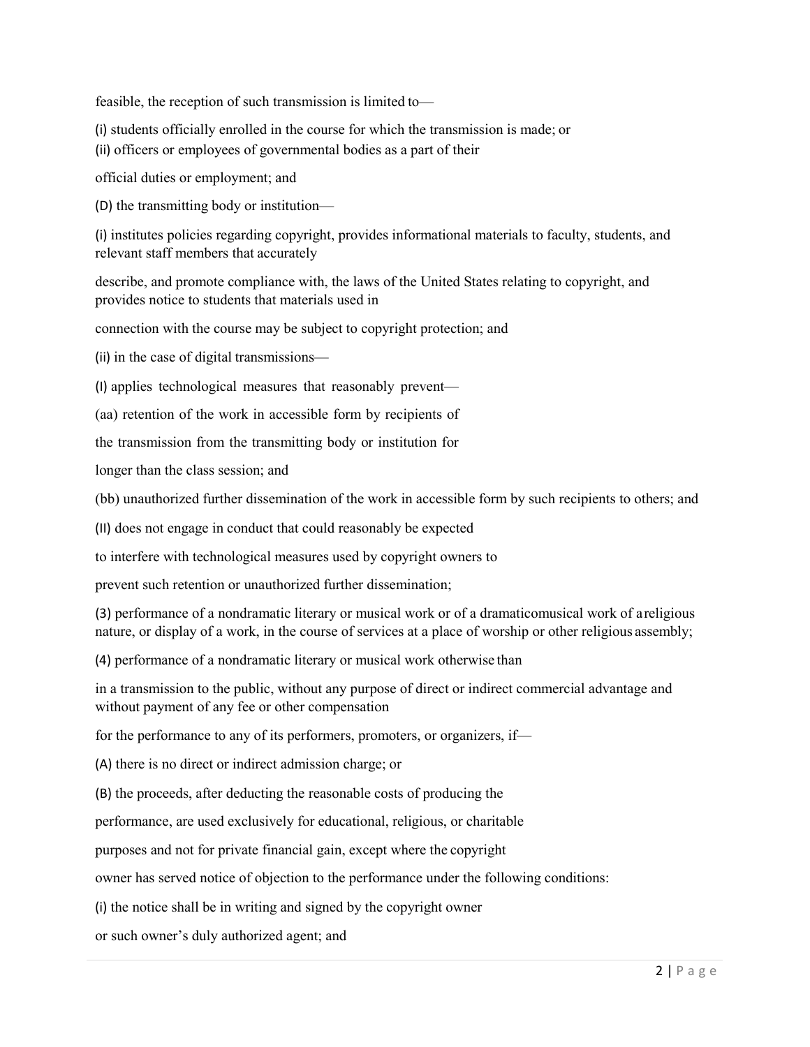feasible, the reception of such transmission is limited to—

(i) students officially enrolled in the course for which the transmission is made; or

(ii) officers or employees of governmental bodies as a part of their official duties or employment; and

(D) the transmitting body or institution—

(i) institutes policies regarding copyright, provides informational materials to faculty, students, and relevant staff members that accurately describe, and promote compliance with, the laws of the United States relating to copyright, and provides notice to students that materials used in connection with the course may be subject to copyright protection; and

(ii) in the case of digital transmissions—

(I) applies technological measures that reasonably prevent—

(aa) retention of the work in accessible form by recipients of the transmission from the transmitting body or institution for longer than the class session; and

(bb) unauthorized further dissemination of the work in accessible form by such recipients to others; and

(II) does not engage in conduct that could reasonably be expected to interfere with technological measures used by copyright owners to prevent such retention or unauthorized further dissemination;

(3) performance of a nondramatic literary or musical work or of a dramaticomusical work of a religious nature, or display of a work, in the course of services at a place of worship or other religious assembly;

(4) performance of a nondramatic literary or musical work otherwise than in a transmission to the public, without any purpose of direct or indirect commercial advantage and without payment of any fee or other compensation for the performance to any of its performers, promoters, or organizers, if—

(A) there is no direct or indirect admission charge; or

(B) the proceeds, after deducting the reasonable costs of producing the performance, are used exclusively for educational, religious, or charitable purposes and not for private financial gain, except where the copyright owner has served notice of objection to the performance under the following conditions:

(i) the notice shall be in writing and signed by the copyright owner or such owner's duly authorized agent; and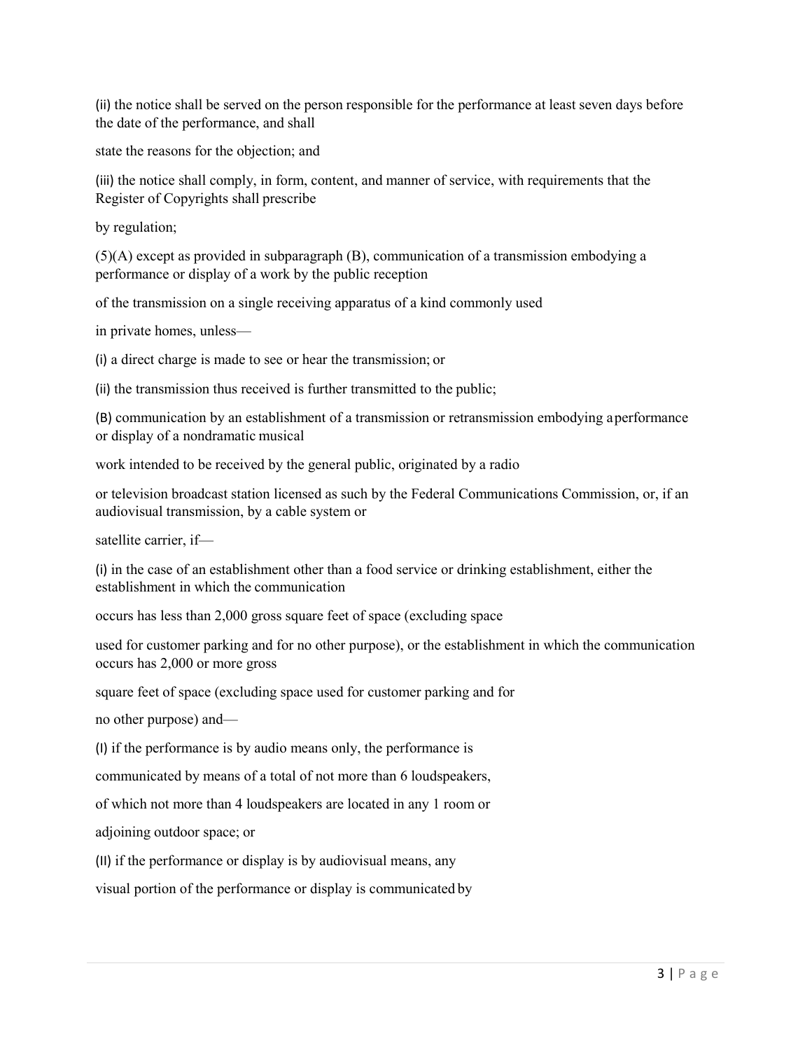(ii) the notice shall be served on the person responsible for the performance at least seven days before the date of the performance, and shall

state the reasons for the objection; and

(iii) the notice shall comply, in form, content, and manner of service, with requirements that the Register of Copyrights shall prescribe

by regulation;

(5)(A) except as provided in subparagraph (B), communication of a transmission embodying a performance or display of a work by the public reception

of the transmission on a single receiving apparatus of a kind commonly used

in private homes, unless—

(i) a direct charge is made to see or hear the transmission; or

(ii) the transmission thus received is further transmitted to the public;

(B) communication by an establishment of a transmission or retransmission embodying a performance or display of a nondramatic musical

work intended to be received by the general public, originated by a radio

or television broadcast station licensed as such by the Federal Communications Commission, or, if an audiovisual transmission, by a cable system or

satellite carrier, if—

(i) in the case of an establishment other than a food service or drinking establishment, either the establishment in which the communication

occurs has less than 2,000 gross square feet of space (excluding space

used for customer parking and for no other purpose), or the establishment in which the communication occurs has 2,000 or more gross

square feet of space (excluding space used for customer parking and for

no other purpose) and—

(I) if the performance is by audio means only, the performance is

communicated by means of a total of not more than 6 loudspeakers,

of which not more than 4 loudspeakers are located in any 1 room or

adjoining outdoor space; or

(II) if the performance or display is by audiovisual means, any

visual portion of the performance or display is communicated by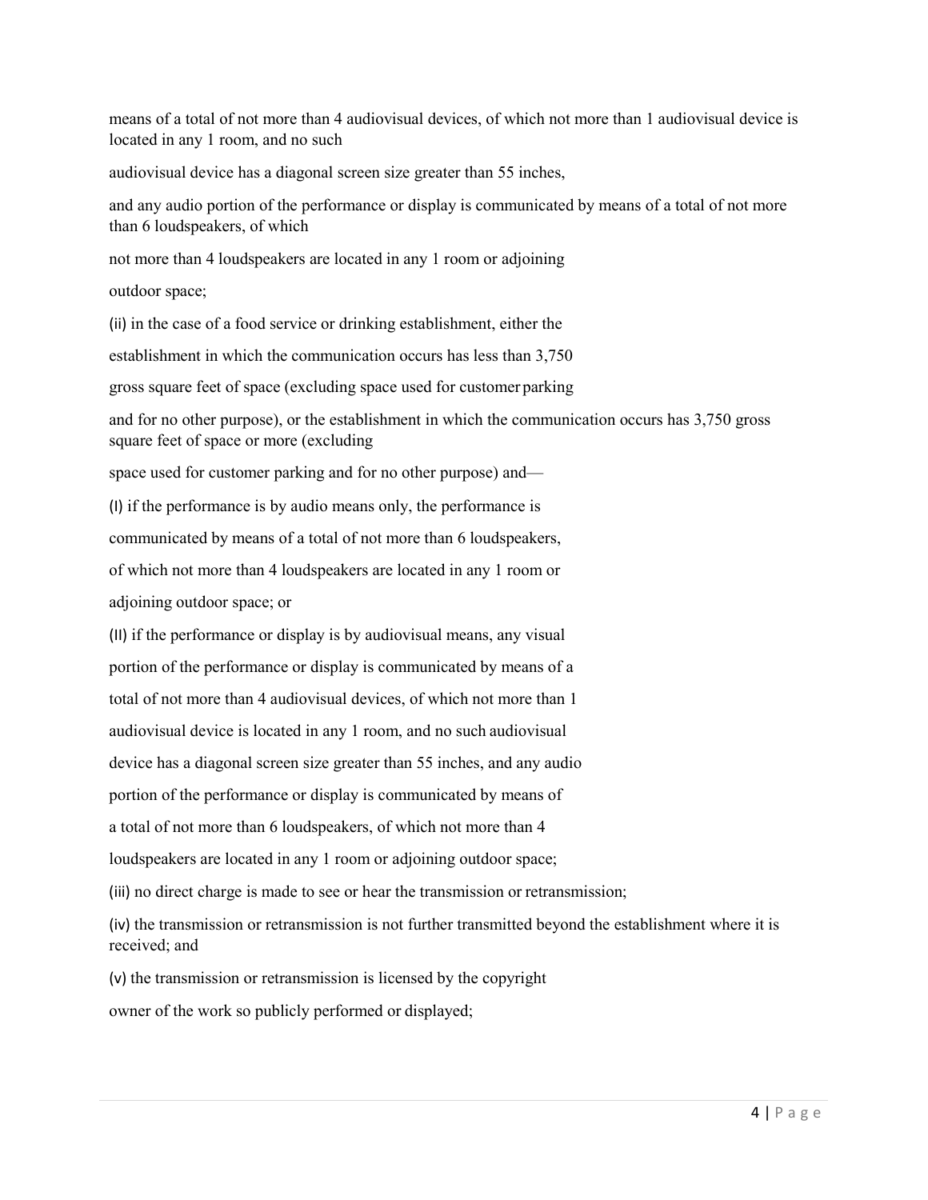means of a total of not more than 4 audiovisual devices, of which not more than 1 audiovisual device is located in any 1 room, and no such audiovisual device has a diagonal screen size greater than 55 inches, and any audio portion of the performance or display is communicated by means of a total of not more than 6 loudspeakers, of which not more than 4 loudspeakers are located in any 1 room or adjoining outdoor space;

(ii) in the case of a food service or drinking establishment, either the establishment in which the communication occurs has less than 3,750 gross square feet of space (excluding space used for customer parking and for no other purpose), or the establishment in which the communication occurs has 3,750 gross square feet of space or more (excluding space used for customer parking and for no other purpose) and—

(I) if the performance is by audio means only, the performance is communicated by means of a total of not more than 6 loudspeakers, of which not more than 4 loudspeakers are located in any 1 room or adjoining outdoor space; or

(II) if the performance or display is by audiovisual means, any visual portion of the performance or display is communicated by means of a total of not more than 4 audiovisual devices, of which not more than 1 audiovisual device is located in any 1 room, and no such audiovisual device has a diagonal screen size greater than 55 inches, and any audio portion of the performance or display is communicated by means of a total of not more than 6 loudspeakers, of which not more than 4 loudspeakers are located in any 1 room or adjoining outdoor space;

(iii) no direct charge is made to see or hear the transmission or retransmission;

(iv) the transmission or retransmission is not further transmitted beyond the establishment where it is received; and

(v) the transmission or retransmission is licensed by the copyright owner of the work so publicly performed or displayed;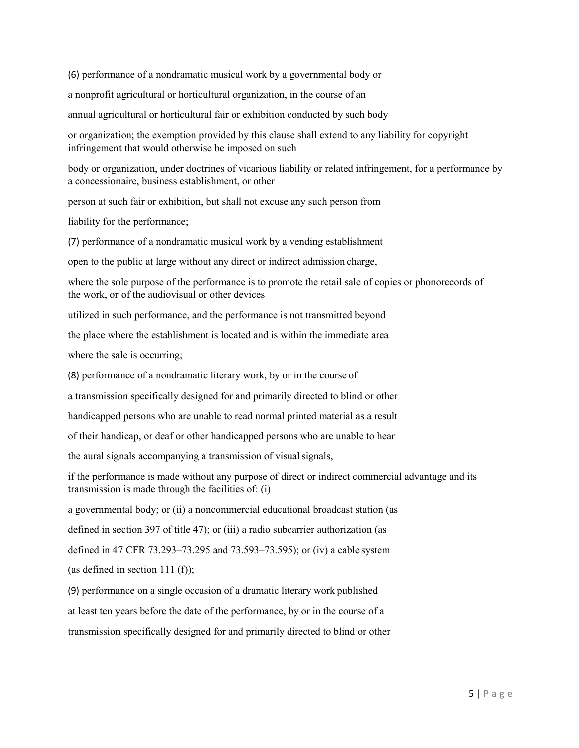(6) performance of a nondramatic musical work by a governmental body or a nonprofit agricultural or horticultural organization, in the course of an annual agricultural or horticultural fair or exhibition conducted by such body or organization; the exemption provided by this clause shall extend to any liability for copyright infringement that would otherwise be imposed on such body or organization, under doctrines of vicarious liability or related infringement, for a performance by a concessionaire, business establishment, or other person at such fair or exhibition, but shall not excuse any such person from liability for the performance;

(7) performance of a nondramatic musical work by a vending establishment open to the public at large without any direct or indirect admission charge, where the sole purpose of the performance is to promote the retail sale of copies or phonorecords of the work, or of the audiovisual or other devices utilized in such performance, and the performance is not transmitted beyond the place where the establishment is located and is within the immediate area where the sale is occurring;

(8) performance of a nondramatic literary work, by or in the course of a transmission specifically designed for and primarily directed to blind or other handicapped persons who are unable to read normal printed material as a result of their handicap, or deaf or other handicapped persons who are unable to hear the aural signals accompanying a transmission of visual signals, if the performance is made without any purpose of direct or indirect commercial advantage and its transmission is made through the facilities of: (i) a governmental body; or (ii) a noncommercial educational broadcast station (as defined in section 397 of title 47); or (iii) a radio subcarrier authorization (as defined in 47 CFR 73.293–73.295 and 73.593–73.595); or (iv) a cable system (as defined in section 111 (f));

(9) performance on a single occasion of a dramatic literary work published at least ten years before the date of the performance, by or in the course of a transmission specifically designed for and primarily directed to blind or other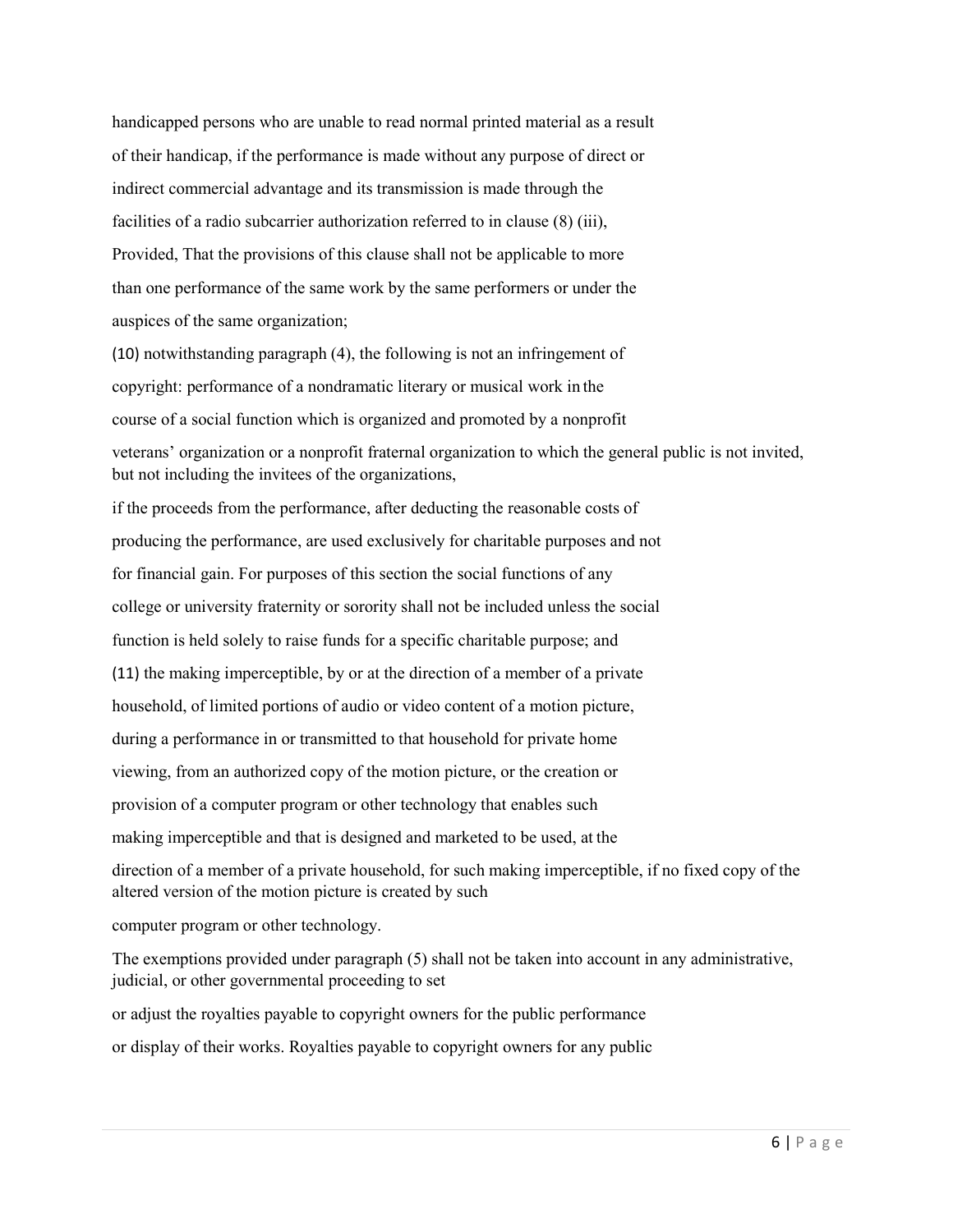handicapped persons who are unable to read normal printed material as a result of their handicap, if the performance is made without any purpose of direct or indirect commercial advantage and its transmission is made through the facilities of a radio subcarrier authorization referred to in clause (8) (iii), Provided, That the provisions of this clause shall not be applicable to more than one performance of the same work by the same performers or under the auspices of the same organization;

(10) notwithstanding paragraph (4), the following is not an infringement of copyright: performance of a nondramatic literary or musical work in the course of a social function which is organized and promoted by a nonprofit veterans' organization or a nonprofit fraternal organization to which the general public is not invited, but not including the invitees of the organizations, if the proceeds from the performance, after deducting the reasonable costs of producing the performance, are used exclusively for charitable purposes and not for financial gain. For purposes of this section the social functions of any college or university fraternity or sorority shall not be included unless the social function is held solely to raise funds for a specific charitable purpose; and

(11) the making imperceptible, by or at the direction of a member of a private household, of limited portions of audio or video content of a motion picture, during a performance in or transmitted to that household for private home viewing, from an authorized copy of the motion picture, or the creation or provision of a computer program or other technology that enables such making imperceptible and that is designed and marketed to be used, at the direction of a member of a private household, for such making imperceptible, if no fixed copy of the altered version of the motion picture is created by such computer program or other technology.

The exemptions provided under paragraph (5) shall not be taken into account in any administrative, judicial, or other governmental proceeding to set or adjust the royalties payable to copyright owners for the public performance or display of their works. Royalties payable to copyright owners for any public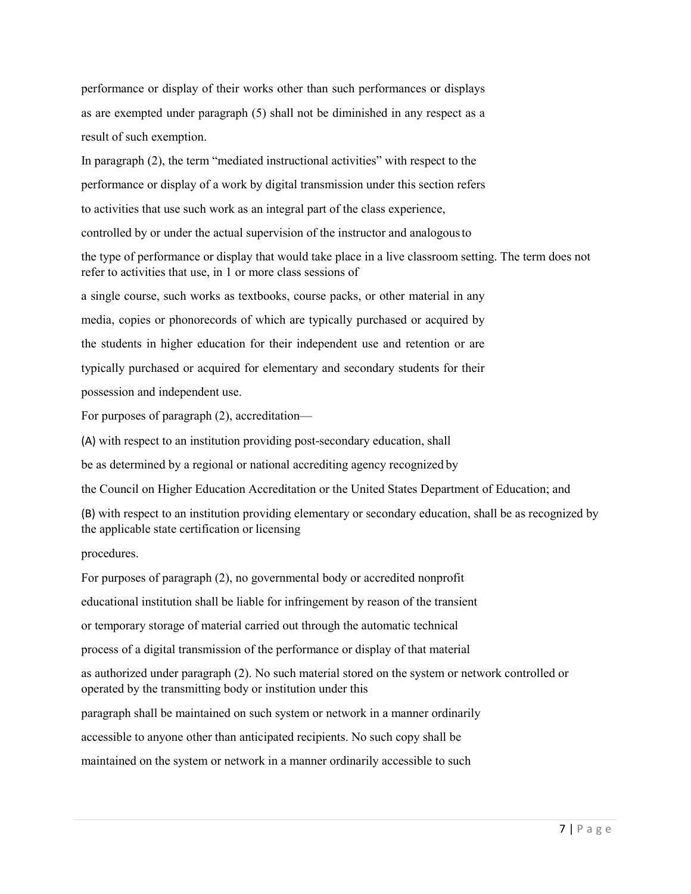performance or display of their works other than such performances or displays as are exempted under paragraph (5) shall not be diminished in any respect as a result of such exemption.

In paragraph (2), the term "mediated instructional activities" with respect to the performance or display of a work by digital transmission under this section refers to activities that use such work as an integral part of the class experience, controlled by or under the actual supervision of the instructor and analogous to the type of performance or display that would take place in a live classroom setting. The term does not refer to activities that use, in 1 or more class sessions of a single course, such works as textbooks, course packs, or other material in any media, copies or phonorecords of which are typically purchased or acquired by the students in higher education for their independent use and retention or are typically purchased or acquired for elementary and secondary students for their possession and independent use.

For purposes of paragraph (2), accreditation—

(A) with respect to an institution providing post-secondary education, shall be as determined by a regional or national accrediting agency recognized by the Council on Higher Education Accreditation or the United States Department of Education; and

(B) with respect to an institution providing elementary or secondary education, shall be as recognized by the applicable state certification or licensing procedures.

For purposes of paragraph (2), no governmental body or accredited nonprofit educational institution shall be liable for infringement by reason of the transient or temporary storage of material carried out through the automatic technical process of a digital transmission of the performance or display of that material as authorized under paragraph (2). No such material stored on the system or network controlled or operated by the transmitting body or institution under this paragraph shall be maintained on such system or network in a manner ordinarily accessible to anyone other than anticipated recipients. No such copy shall be maintained on the system or network in a manner ordinarily accessible to such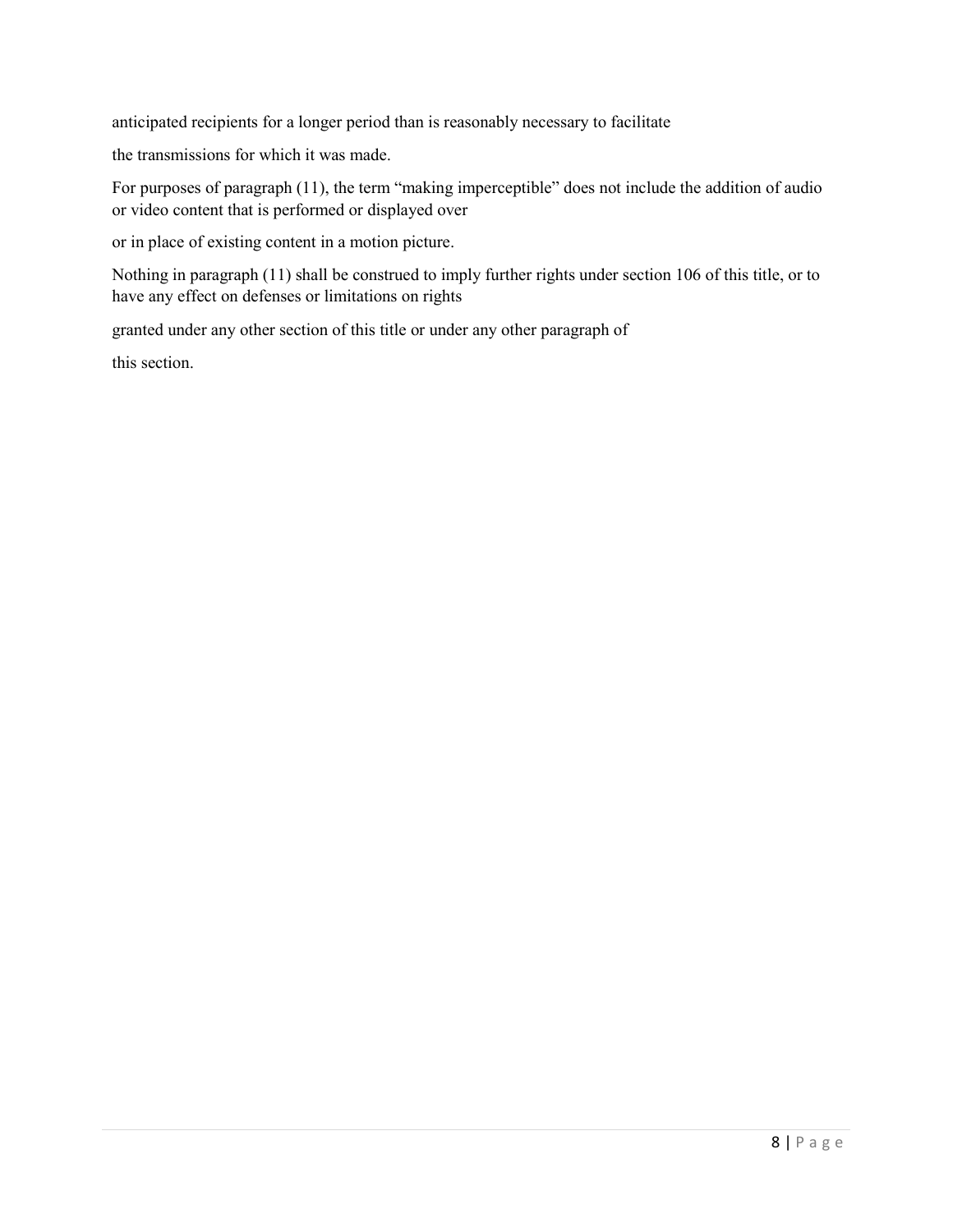anticipated recipients for a longer period than is reasonably necessary to facilitate

the transmissions for which it was made.

For purposes of paragraph (11), the term "making imperceptible" does not include the addition of audio or video content that is performed or displayed over

or in place of existing content in a motion picture.

Nothing in paragraph (11) shall be construed to imply further rights under section 106 of this title, or to have any effect on defenses or limitations on rights

granted under any other section of this title or under any other paragraph of

this section.